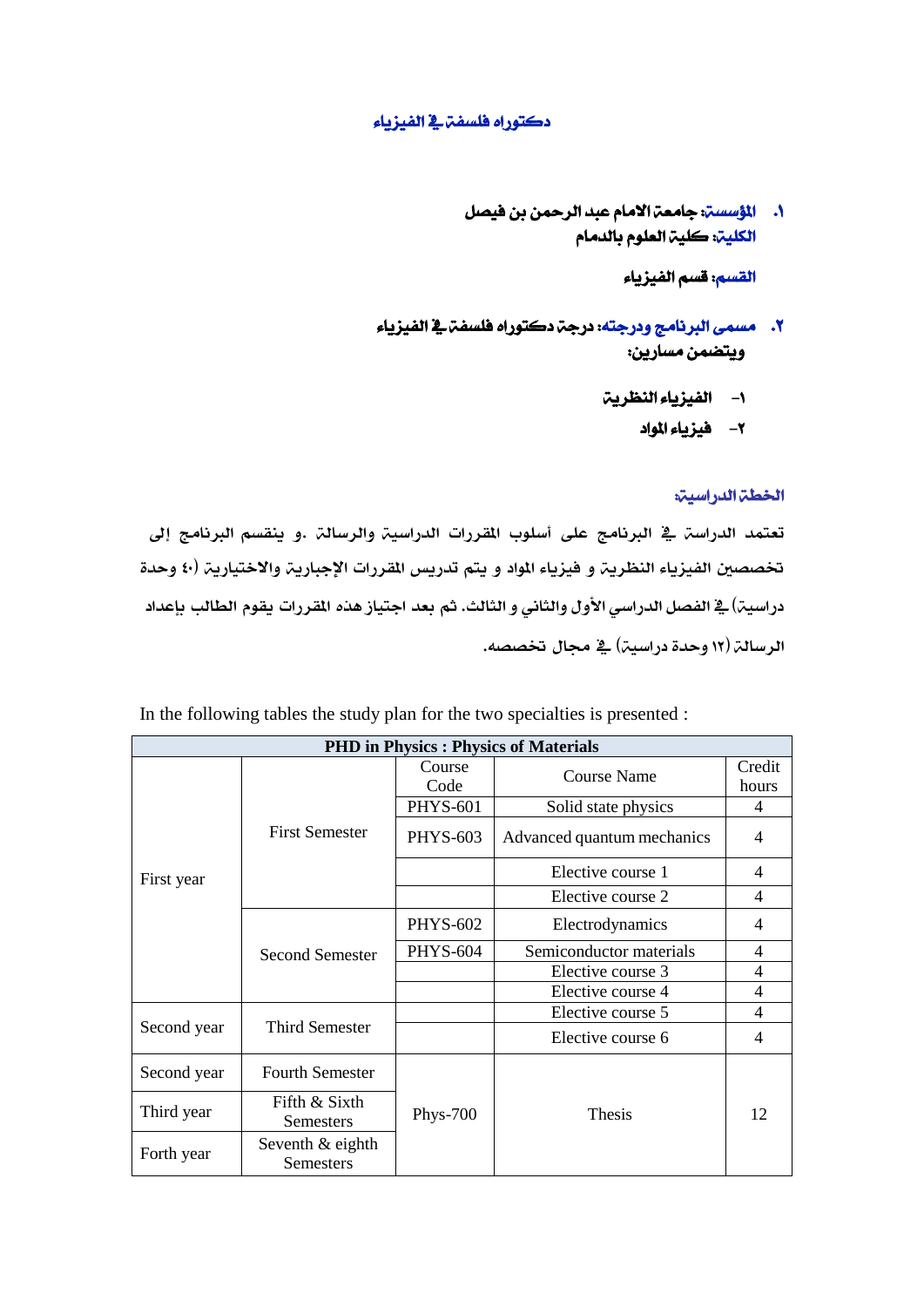# دكتوراه فلسفة في الفيزياء

١. **المؤسسة:** جامعة الامام عبد الرحمن بن فيصل
**الكلية:** كلية العلوم بالدمام

**القسم:** قسم الفيزياء

٢. **مسمى البرنامج ودرجته:** درجة دكتوراه فلسفة في الفيزياء
ويتضمن مسارين:

١- الفيزياء النظرية
٢- فيزياء المواد

**الخطة الدراسية:**

تعتمد الدراسة في البرنامج على أسلوب المقررات الدراسية والرسالة .و ينقسم البرنامج إلى تخصصين الفيزياء النظرية و فيزياء المواد و يتم تدريس المقررات الإجبارية والاختيارية (٤٠ وحدة دراسية) في الفصل الدراسي الأول والثاني و الثالث. ثم بعد اجتياز هذه المقررات يقوم الطالب بإعداد الرسالة (١٢ وحدة دراسية) في مجال تخصصه.

In the following tables the study plan for the two specialties is presented :

| PHD in Physics : Physics of Materials | | | | |
|---|---|---|---|---|
| | | Course Code | Course Name | Credit hours |
| First year | First Semester | PHYS-601 | Solid state physics | 4 |
| | | PHYS-603 | Advanced quantum mechanics | 4 |
| | | | Elective course 1 | 4 |
| | | | Elective course 2 | 4 |
| | Second Semester | PHYS-602 | Electrodynamics | 4 |
| | | PHYS-604 | Semiconductor materials | 4 |
| | | | Elective course 3 | 4 |
| | | | Elective course 4 | 4 |
| Second year | Third Semester | | Elective course 5 | 4 |
| | | | Elective course 6 | 4 |
| Second year | Fourth Semester | Phys-700 | Thesis | 12 |
| Third year | Fifth & Sixth Semesters | | | |
| Forth year | Seventh & eighth Semesters | | | |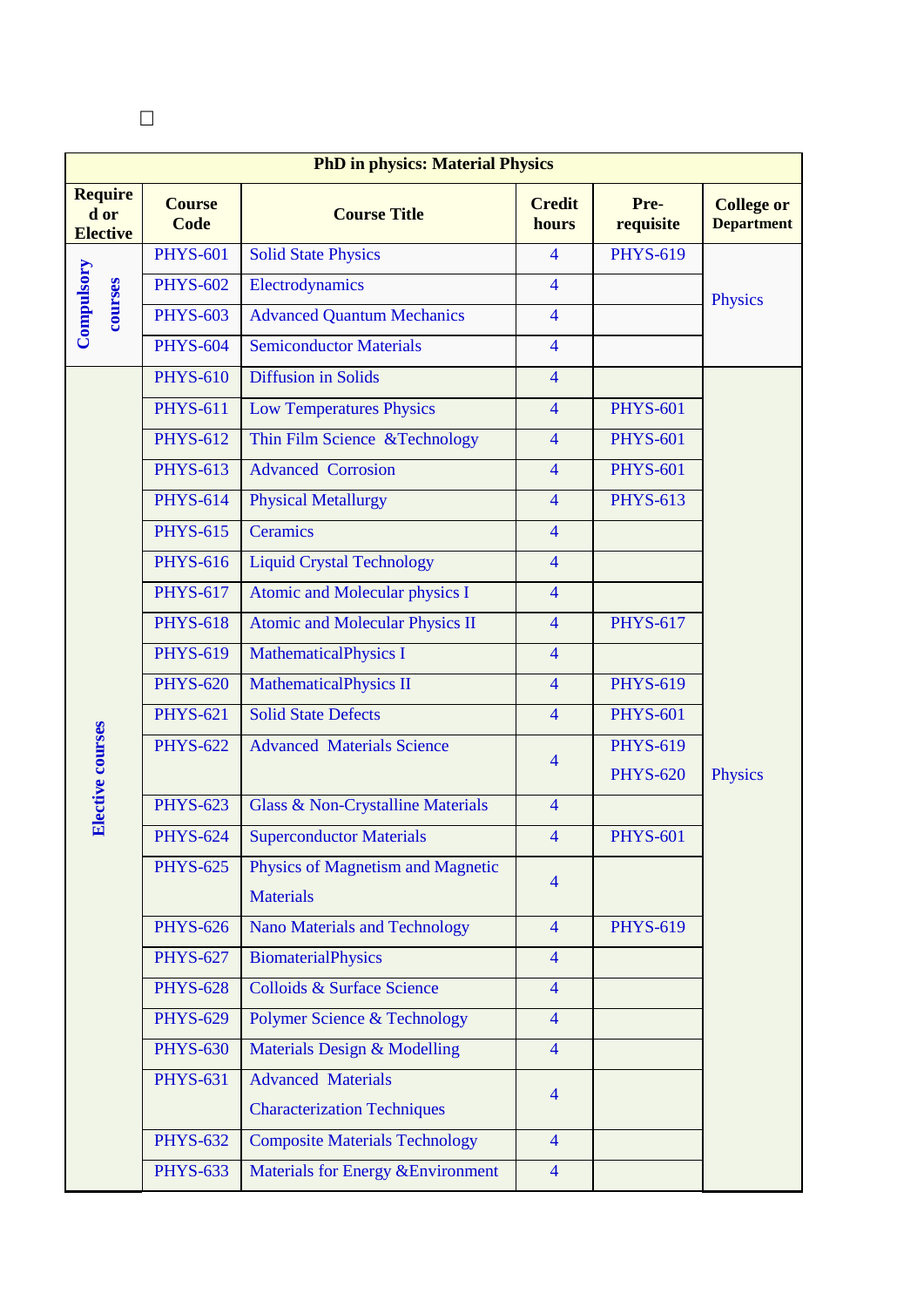| PhD in physics: Material Physics | | | | | |
|---|---|---|---|---|---|
| **Required or Elective** | **Course Code** | **Course Title** | **Credit hours** | **Pre-requisite** | **College or Department** |
| Compulsory courses | PHYS-601 | Solid State Physics | 4 | PHYS-619 | Physics |
| | PHYS-602 | Electrodynamics | 4 | | |
| | PHYS-603 | Advanced Quantum Mechanics | 4 | | |
| | PHYS-604 | Semiconductor Materials | 4 | | |
| Elective courses | PHYS-610 | Diffusion in Solids | 4 | | Physics |
| | PHYS-611 | Low Temperatures Physics | 4 | PHYS-601 | |
| | PHYS-612 | Thin Film Science &Technology | 4 | PHYS-601 | |
| | PHYS-613 | Advanced Corrosion | 4 | PHYS-601 | |
| | PHYS-614 | Physical Metallurgy | 4 | PHYS-613 | |
| | PHYS-615 | Ceramics | 4 | | |
| | PHYS-616 | Liquid Crystal Technology | 4 | | |
| | PHYS-617 | Atomic and Molecular physics I | 4 | | |
| | PHYS-618 | Atomic and Molecular Physics II | 4 | PHYS-617 | |
| | PHYS-619 | MathematicalPhysics I | 4 | | |
| | PHYS-620 | MathematicalPhysics II | 4 | PHYS-619 | |
| | PHYS-621 | Solid State Defects | 4 | PHYS-601 | |
| | PHYS-622 | Advanced Materials Science | 4 | PHYS-619 PHYS-620 | |
| | PHYS-623 | Glass & Non-Crystalline Materials | 4 | | |
| | PHYS-624 | Superconductor Materials | 4 | PHYS-601 | |
| | PHYS-625 | Physics of Magnetism and Magnetic Materials | 4 | | |
| | PHYS-626 | Nano Materials and Technology | 4 | PHYS-619 | |
| | PHYS-627 | BiomaterialPhysics | 4 | | |
| | PHYS-628 | Colloids & Surface Science | 4 | | |
| | PHYS-629 | Polymer Science & Technology | 4 | | |
| | PHYS-630 | Materials Design & Modelling | 4 | | |
| | PHYS-631 | Advanced Materials Characterization Techniques | 4 | | |
| | PHYS-632 | Composite Materials Technology | 4 | | |
| | PHYS-633 | Materials for Energy &Environment | 4 | | |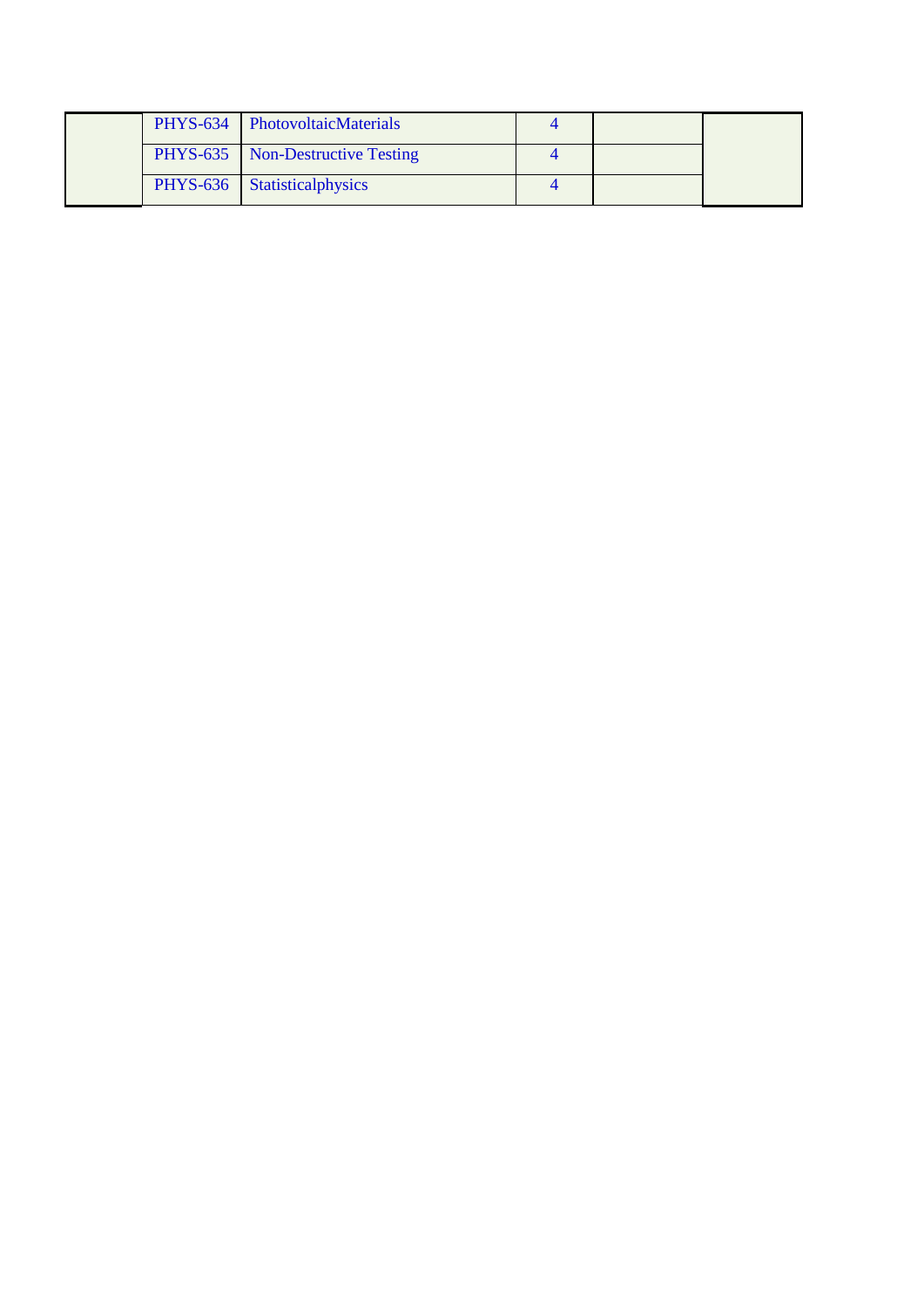| | | | | | |
|---|---|---|---|---|---|
| | PHYS-634 | PhotovoltaicMaterials | 4 | | |
| | PHYS-635 | Non-Destructive Testing | 4 | | |
| | PHYS-636 | Statisticalphysics | 4 | | |